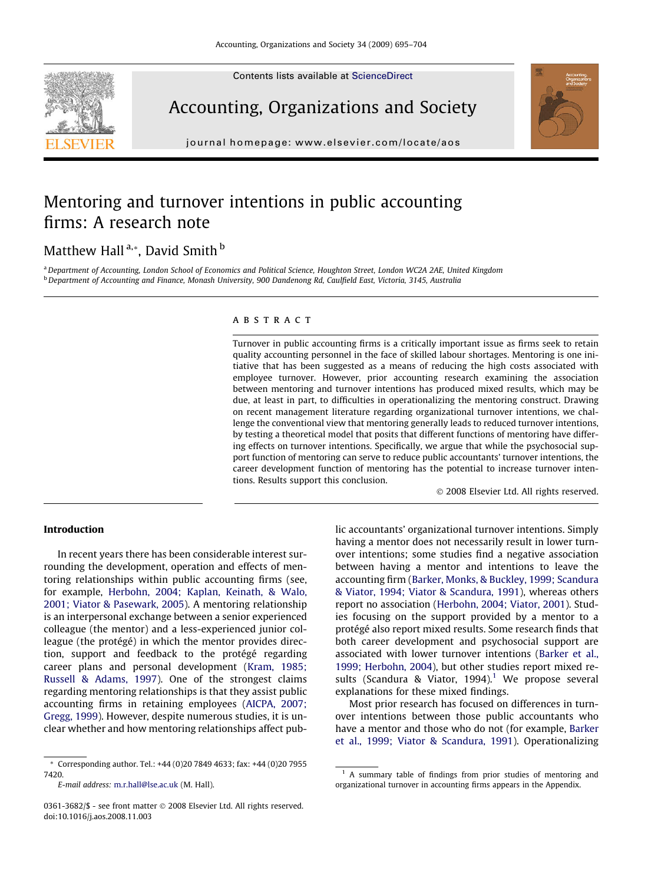# Mentoring and turnover intentions in public accounting firms: A research note

Matthew Hall [a,*], David Smith [b]

[a] Department of Accounting, London School of Economics and Political Science, Houghton Street, London WC2A 2AE, United Kingdom
[b] Department of Accounting and Finance, Monash University, 900 Dandenong Rd, Caulfield East, Victoria, 3145, Australia

## ABSTRACT

Turnover in public accounting firms is a critically important issue as firms seek to retain quality accounting personnel in the face of skilled labour shortages. Mentoring is one initiative that has been suggested as a means of reducing the high costs associated with employee turnover. However, prior accounting research examining the association between mentoring and turnover intentions has produced mixed results, which may be due, at least in part, to difficulties in operationalizing the mentoring construct. Drawing on recent management literature regarding organizational turnover intentions, we challenge the conventional view that mentoring generally leads to reduced turnover intentions, by testing a theoretical model that posits that different functions of mentoring have differing effects on turnover intentions. Specifically, we argue that while the psychosocial support function of mentoring can serve to reduce public accountants' turnover intentions, the career development function of mentoring has the potential to increase turnover intentions. Results support this conclusion.

© 2008 Elsevier Ltd. All rights reserved.

## Introduction

In recent years there has been considerable interest surrounding the development, operation and effects of mentoring relationships within public accounting firms (see, for example, Herbohn, 2004; Kaplan, Keinath, & Walo, 2001; Viator & Pasewark, 2005). A mentoring relationship is an interpersonal exchange between a senior experienced colleague (the mentor) and a less-experienced junior colleague (the protégé) in which the mentor provides direction, support and feedback to the protégé regarding career plans and personal development (Kram, 1985; Russell & Adams, 1997). One of the strongest claims regarding mentoring relationships is that they assist public accounting firms in retaining employees (AICPA, 2007; Gregg, 1999). However, despite numerous studies, it is unclear whether and how mentoring relationships affect public accountants' organizational turnover intentions. Simply having a mentor does not necessarily result in lower turnover intentions; some studies find a negative association between having a mentor and intentions to leave the accounting firm (Barker, Monks, & Buckley, 1999; Scandura & Viator, 1994; Viator & Scandura, 1991), whereas others report no association (Herbohn, 2004; Viator, 2001). Studies focusing on the support provided by a mentor to a protégé also report mixed results. Some research finds that both career development and psychosocial support are associated with lower turnover intentions (Barker et al., 1999; Herbohn, 2004), but other studies report mixed results (Scandura & Viator, 1994).[1] We propose several explanations for these mixed findings.

Most prior research has focused on differences in turnover intentions between those public accountants who have a mentor and those who do not (for example, Barker et al., 1999; Viator & Scandura, 1991). Operationalizing

---

* Corresponding author. Tel.: +44 (0)20 7849 4633; fax: +44 (0)20 7955 7420.
E-mail address: m.r.hall@lse.ac.uk (M. Hall).

[1] A summary table of findings from prior studies of mentoring and organizational turnover in accounting firms appears in the Appendix.

0361-3682/$ - see front matter © 2008 Elsevier Ltd. All rights reserved.
doi:10.1016/j.aos.2008.11.003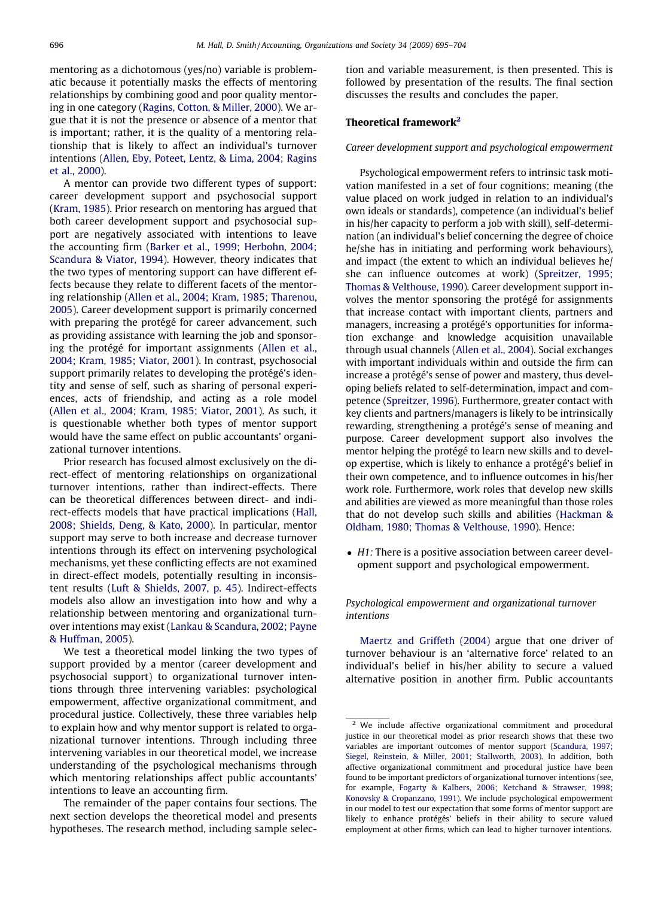mentoring as a dichotomous (yes/no) variable is problematic because it potentially masks the effects of mentoring relationships by combining good and poor quality mentoring in one category (Ragins, Cotton, & Miller, 2000). We argue that it is not the presence or absence of a mentor that is important; rather, it is the quality of a mentoring relationship that is likely to affect an individual's turnover intentions (Allen, Eby, Poteet, Lentz, & Lima, 2004; Ragins et al., 2000).

A mentor can provide two different types of support: career development support and psychosocial support (Kram, 1985). Prior research on mentoring has argued that both career development support and psychosocial support are negatively associated with intentions to leave the accounting firm (Barker et al., 1999; Herbohn, 2004; Scandura & Viator, 1994). However, theory indicates that the two types of mentoring support can have different effects because they relate to different facets of the mentoring relationship (Allen et al., 2004; Kram, 1985; Tharenou, 2005). Career development support is primarily concerned with preparing the protégé for career advancement, such as providing assistance with learning the job and sponsoring the protégé for important assignments (Allen et al., 2004; Kram, 1985; Viator, 2001). In contrast, psychosocial support primarily relates to developing the protégé's identity and sense of self, such as sharing of personal experiences, acts of friendship, and acting as a role model (Allen et al., 2004; Kram, 1985; Viator, 2001). As such, it is questionable whether both types of mentor support would have the same effect on public accountants' organizational turnover intentions.

Prior research has focused almost exclusively on the direct-effect of mentoring relationships on organizational turnover intentions, rather than indirect-effects. There can be theoretical differences between direct- and indirect-effects models that have practical implications (Hall, 2008; Shields, Deng, & Kato, 2000). In particular, mentor support may serve to both increase and decrease turnover intentions through its effect on intervening psychological mechanisms, yet these conflicting effects are not examined in direct-effect models, potentially resulting in inconsistent results (Luft & Shields, 2007, p. 45). Indirect-effects models also allow an investigation into how and why a relationship between mentoring and organizational turnover intentions may exist (Lankau & Scandura, 2002; Payne & Huffman, 2005).

We test a theoretical model linking the two types of support provided by a mentor (career development and psychosocial support) to organizational turnover intentions through three intervening variables: psychological empowerment, affective organizational commitment, and procedural justice. Collectively, these three variables help to explain how and why mentor support is related to organizational turnover intentions. Through including three intervening variables in our theoretical model, we increase understanding of the psychological mechanisms through which mentoring relationships affect public accountants' intentions to leave an accounting firm.

The remainder of the paper contains four sections. The next section develops the theoretical model and presents hypotheses. The research method, including sample selection and variable measurement, is then presented. This is followed by presentation of the results. The final section discusses the results and concludes the paper.

## Theoretical framework[2]

### Career development support and psychological empowerment

Psychological empowerment refers to intrinsic task motivation manifested in a set of four cognitions: meaning (the value placed on work judged in relation to an individual's own ideals or standards), competence (an individual's belief in his/her capacity to perform a job with skill), self-determination (an individual's belief concerning the degree of choice he/she has in initiating and performing work behaviours), and impact (the extent to which an individual believes he/she can influence outcomes at work) (Spreitzer, 1995; Thomas & Velthouse, 1990). Career development support involves the mentor sponsoring the protégé for assignments that increase contact with important clients, partners and managers, increasing a protégé's opportunities for information exchange and knowledge acquisition unavailable through usual channels (Allen et al., 2004). Social exchanges with important individuals within and outside the firm can increase a protégé's sense of power and mastery, thus developing beliefs related to self-determination, impact and competence (Spreitzer, 1996). Furthermore, greater contact with key clients and partners/managers is likely to be intrinsically rewarding, strengthening a protégé's sense of meaning and purpose. Career development support also involves the mentor helping the protégé to learn new skills and to develop expertise, which is likely to enhance a protégé's belief in their own competence, and to influence outcomes in his/her work role. Furthermore, work roles that develop new skills and abilities are viewed as more meaningful than those roles that do not develop such skills and abilities (Hackman & Oldham, 1980; Thomas & Velthouse, 1990). Hence:

- *H1:* There is a positive association between career development support and psychological empowerment.

### Psychological empowerment and organizational turnover intentions

Maertz and Griffeth (2004) argue that one driver of turnover behaviour is an 'alternative force' related to an individual's belief in his/her ability to secure a valued alternative position in another firm. Public accountants

[2] We include affective organizational commitment and procedural justice in our theoretical model as prior research shows that these two variables are important outcomes of mentor support (Scandura, 1997; Siegel, Reinstein, & Miller, 2001; Stallworth, 2003). In addition, both affective organizational commitment and procedural justice have been found to be important predictors of organizational turnover intentions (see, for example, Fogarty & Kalbers, 2006; Ketchand & Strawser, 1998; Konovsky & Cropanzano, 1991). We include psychological empowerment in our model to test our expectation that some forms of mentor support are likely to enhance protégés' beliefs in their ability to secure valued employment at other firms, which can lead to higher turnover intentions.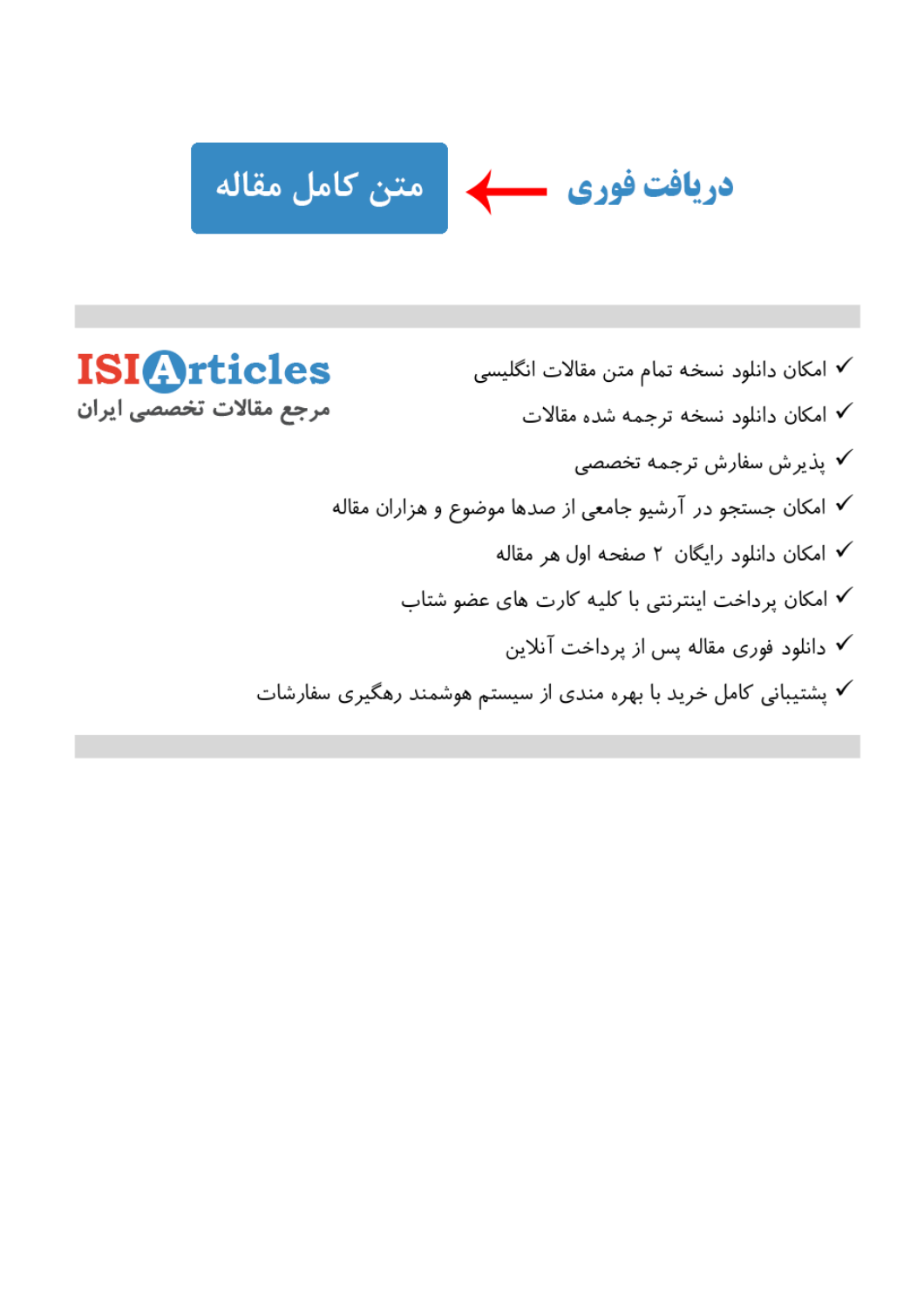دریافت فوری ← متن کامل مقاله

**ISIArticles**
مرجع مقالات تخصصی ایران

- ✓ امکان دانلود نسخه تمام متن مقالات انگلیسی
- ✓ امکان دانلود نسخه ترجمه شده مقالات
- ✓ پذیرش سفارش ترجمه تخصصی
- ✓ امکان جستجو در آرشیو جامعی از صدها موضوع و هزاران مقاله
- ✓ امکان دانلود رایگان ۲ صفحه اول هر مقاله
- ✓ امکان پرداخت اینترنتی با کلیه کارت های عضو شتاب
- ✓ دانلود فوری مقاله پس از پرداخت آنلاین
- ✓ پشتیبانی کامل خرید با بهره مندی از سیستم هوشمند رهگیری سفارشات